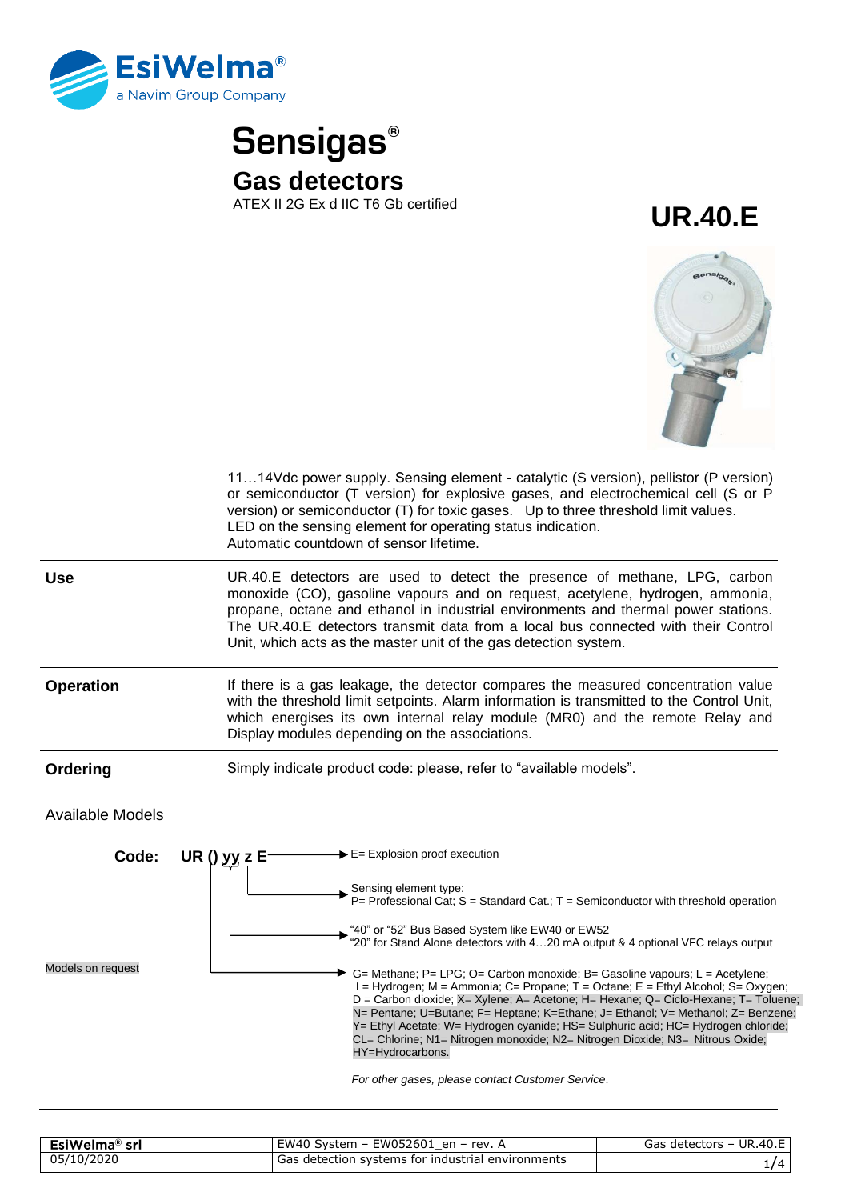EsiWelma®
a Navim Group Company

# Sensigas®

## Gas detectors

ATEX II 2G Ex d IIC T6 Gb certified

# UR.40.E

11…14Vdc power supply. Sensing element - catalytic (S version), pellistor (P version) or semiconductor (T version) for explosive gases, and electrochemical cell (S or P version) or semiconductor (T) for toxic gases. Up to three threshold limit values.
LED on the sensing element for operating status indication.
Automatic countdown of sensor lifetime.

**Use**

UR.40.E detectors are used to detect the presence of methane, LPG, carbon monoxide (CO), gasoline vapours and on request, acetylene, hydrogen, ammonia, propane, octane and ethanol in industrial environments and thermal power stations. The UR.40.E detectors transmit data from a local bus connected with their Control Unit, which acts as the master unit of the gas detection system.

**Operation**

If there is a gas leakage, the detector compares the measured concentration value with the threshold limit setpoints. Alarm information is transmitted to the Control Unit, which energises its own internal relay module (MR0) and the remote Relay and Display modules depending on the associations.

**Ordering**

Simply indicate product code: please, refer to "available models".

Available Models

**Code: UR () yy z E**

- E= Explosion proof execution
- Sensing element type (z): P= Professional Cat; S = Standard Cat.; T = Semiconductor with threshold operation
- yy: "40" or "52" Bus Based System like EW40 or EW52; "20" for Stand Alone detectors with 4…20 mA output & 4 optional VFC relays output
- (): G= Methane; P= LPG; O= Carbon monoxide; B= Gasoline vapours; L = Acetylene; I = Hydrogen; M = Ammonia; C= Propane; T = Octane; E = Ethyl Alcohol; S= Oxygen; D = Carbon dioxide; X= Xylene; A= Acetone; H= Hexane; Q= Ciclo-Hexane; T= Toluene; N= Pentane; U=Butane; F= Heptane; K=Ethane; J= Ethanol; V= Methanol; Z= Benzene; Y= Ethyl Acetate; W= Hydrogen cyanide; HS= Sulphuric acid; HC= Hydrogen chloride; CL= Chlorine; N1= Nitrogen monoxide; N2= Nitrogen Dioxide; N3= Nitrous Oxide; HY=Hydrocarbons.

Models on request

*For other gases, please contact Customer Service.*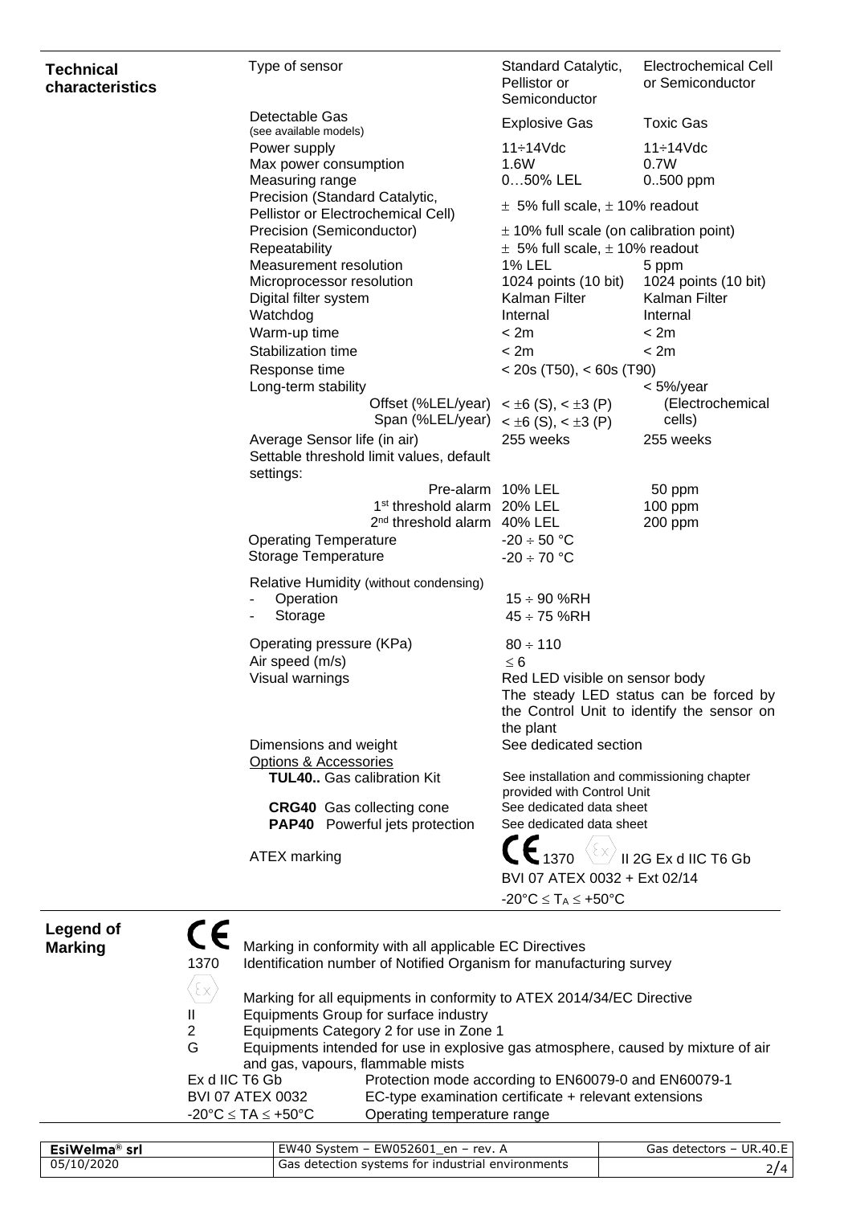## Technical characteristics

| | Explosive | Toxic |
|---|---|---|
| Type of sensor | Standard Catalytic, Pellistor or Semiconductor | Electrochemical Cell or Semiconductor |
| Detectable Gas (see available models) | Explosive Gas | Toxic Gas |
| Power supply | 11÷14Vdc | 11÷14Vdc |
| Max power consumption | 1.6W | 0.7W |
| Measuring range | 0…50% LEL | 0..500 ppm |
| Precision (Standard Catalytic, Pellistor or Electrochemical Cell) | ± 5% full scale, ± 10% readout | |
| Precision (Semiconductor) | ± 10% full scale (on calibration point) | |
| Repeatability | ± 5% full scale, ± 10% readout | |
| Measurement resolution | 1% LEL | 5 ppm |
| Microprocessor resolution | 1024 points (10 bit) | 1024 points (10 bit) |
| Digital filter system | Kalman Filter | Kalman Filter |
| Watchdog | Internal | Internal |
| Warm-up time | < 2m | < 2m |
| Stabilization time | < 2m | < 2m |
| Response time | < 20s (T50), < 60s (T90) | |
| Long-term stability | | < 5%/year (Electrochemical cells) |
| Offset (%LEL/year) | < ±6 (S), < ±3 (P) | |
| Span (%LEL/year) | < ±6 (S), < ±3 (P) | |
| Average Sensor life (in air) | 255 weeks | 255 weeks |
| Settable threshold limit values, default settings: | | |
| Pre-alarm | 10% LEL | 50 ppm |
| 1st threshold alarm | 20% LEL | 100 ppm |
| 2nd threshold alarm | 40% LEL | 200 ppm |
| Operating Temperature | -20 ÷ 50 °C | |
| Storage Temperature | -20 ÷ 70 °C | |
| Relative Humidity (without condensing) | | |
| - Operation | 15 ÷ 90 %RH | |
| - Storage | 45 ÷ 75 %RH | |
| Operating pressure (KPa) | 80 ÷ 110 | |
| Air speed (m/s) | ≤ 6 | |
| Visual warnings | Red LED visible on sensor body. The steady LED status can be forced by the Control Unit to identify the sensor on the plant | |
| Dimensions and weight | See dedicated section | |
| Options & Accessories | | |
| **TUL40..** Gas calibration Kit | See installation and commissioning chapter provided with Control Unit | |
| **CRG40** Gas collecting cone | See dedicated data sheet | |
| **PAP40** Powerful jets protection | See dedicated data sheet | |
| ATEX marking | CE 1370 Ex II 2G Ex d IIC T6 Gb<br>BVI 07 ATEX 0032 + Ext 02/14<br>-20°C ≤ $T_A$ ≤ +50°C | |

## Legend of Marking

| | |
|---|---|
| CE | Marking in conformity with all applicable EC Directives |
| 1370 | Identification number of Notified Organism for manufacturing survey |
| Ex | Marking for all equipments in conformity to ATEX 2014/34/EC Directive |
| II | Equipments Group for surface industry |
| 2 | Equipments Category 2 for use in Zone 1 |
| G | Equipments intended for use in explosive gas atmosphere, caused by mixture of air and gas, vapours, flammable mists |
| Ex d IIC T6 Gb | Protection mode according to EN60079-0 and EN60079-1 |
| BVI 07 ATEX 0032 | EC-type examination certificate + relevant extensions |
| -20°C ≤ TA ≤ +50°C | Operating temperature range |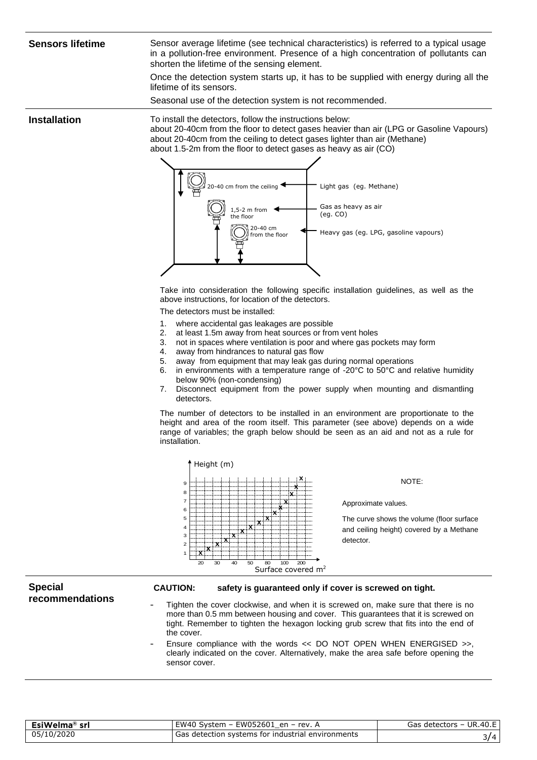## Sensors lifetime

Sensor average lifetime (see technical characteristics) is referred to a typical usage in a pollution-free environment. Presence of a high concentration of pollutants can shorten the lifetime of the sensing element.

Once the detection system starts up, it has to be supplied with energy during all the lifetime of its sensors.

Seasonal use of the detection system is not recommended.

## Installation

To install the detectors, follow the instructions below:
about 20-40cm from the floor to detect gases heavier than air (LPG or Gasoline Vapours)
about 20-40cm from the ceiling to detect gases lighter than air (Methane)
about 1.5-2m from the floor to detect gases as heavy as air (CO)

20-40 cm from the ceiling — Light gas (eg. Methane)
1,5-2 m from the floor — Gas as heavy as air (eg. CO)
20-40 cm from the floor — Heavy gas (eg. LPG, gasoline vapours)

Take into consideration the following specific installation guidelines, as well as the above instructions, for location of the detectors.

The detectors must be installed:

1. where accidental gas leakages are possible
2. at least 1.5m away from heat sources or from vent holes
3. not in spaces where ventilation is poor and where gas pockets may form
4. away from hindrances to natural gas flow
5. away from equipment that may leak gas during normal operations
6. in environments with a temperature range of -20°C to 50°C and relative humidity below 90% (non-condensing)
7. Disconnect equipment from the power supply when mounting and dismantling detectors.

The number of detectors to be installed in an environment are proportionate to the height and area of the room itself. This parameter (see above) depends on a wide range of variables; the graph below should be seen as an aid and not as a rule for installation.

Height (m)

Surface covered m²

NOTE:

Approximate values.

The curve shows the volume (floor surface and ceiling height) covered by a Methane detector.

## Special recommendations

**CAUTION: safety is guaranteed only if cover is screwed on tight.**

- Tighten the cover clockwise, and when it is screwed on, make sure that there is no more than 0.5 mm between housing and cover. This guarantees that it is screwed on tight. Remember to tighten the hexagon locking grub screw that fits into the end of the cover.
- Ensure compliance with the words << DO NOT OPEN WHEN ENERGISED >>, clearly indicated on the cover. Alternatively, make the area safe before opening the sensor cover.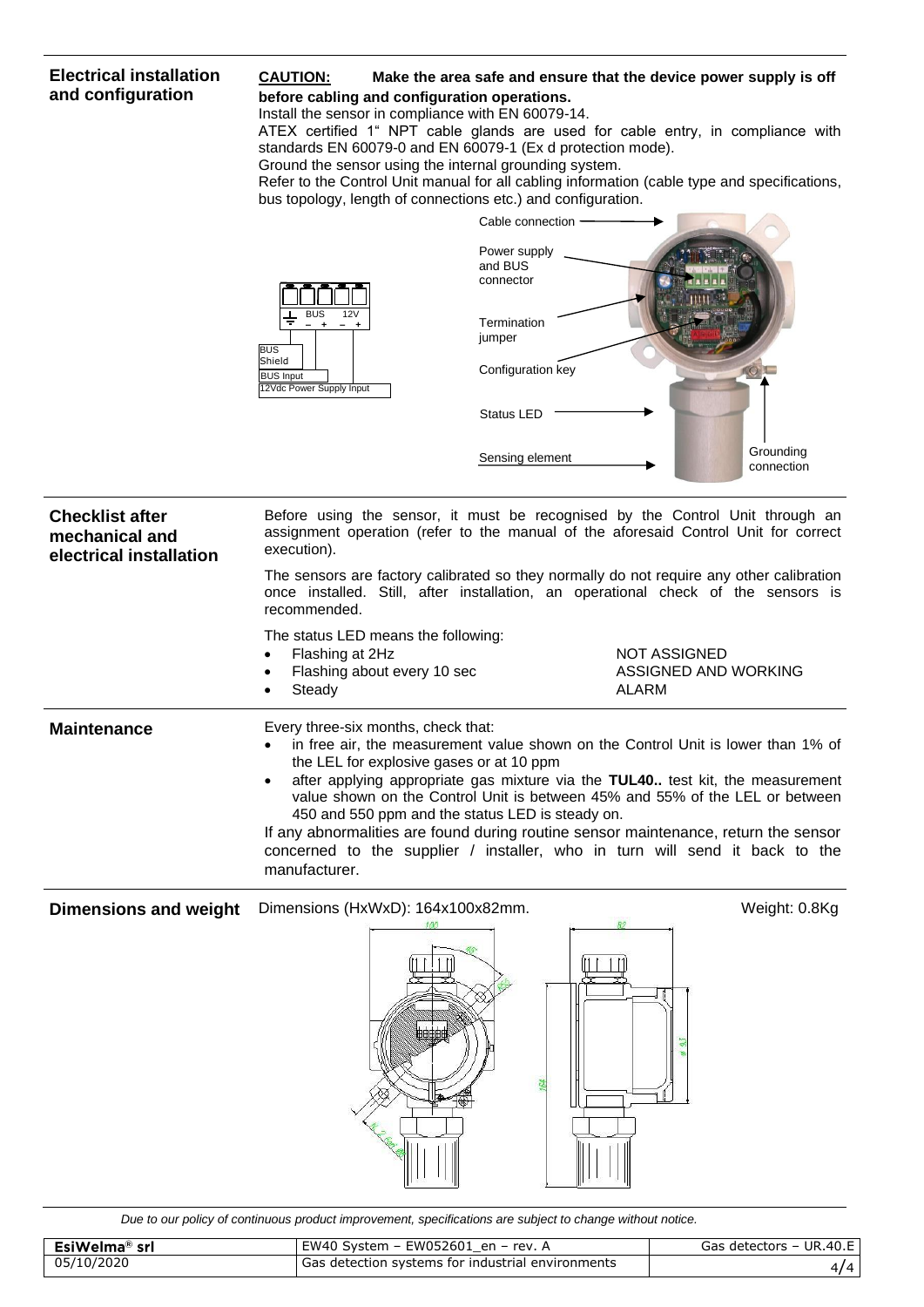## Electrical installation and configuration

**CAUTION: Make the area safe and ensure that the device power supply is off before cabling and configuration operations.**

Install the sensor in compliance with EN 60079-14.

ATEX certified 1" NPT cable glands are used for cable entry, in compliance with standards EN 60079-0 and EN 60079-1 (Ex d protection mode).

Ground the sensor using the internal grounding system.

Refer to the Control Unit manual for all cabling information (cable type and specifications, bus topology, length of connections etc.) and configuration.

BUS – +
12V – +
BUS Shield
BUS Input
12Vdc Power Supply Input

Cable connection
Power supply and BUS connector
Termination jumper
Configuration key
Status LED
Sensing element
Grounding connection

## Checklist after mechanical and electrical installation

Before using the sensor, it must be recognised by the Control Unit through an assignment operation (refer to the manual of the aforesaid Control Unit for correct execution).

The sensors are factory calibrated so they normally do not require any other calibration once installed. Still, after installation, an operational check of the sensors is recommended.

The status LED means the following:

- Flashing at 2Hz — NOT ASSIGNED
- Flashing about every 10 sec — ASSIGNED AND WORKING
- Steady — ALARM

## Maintenance

Every three-six months, check that:

- in free air, the measurement value shown on the Control Unit is lower than 1% of the LEL for explosive gases or at 10 ppm
- after applying appropriate gas mixture via the **TUL40..** test kit, the measurement value shown on the Control Unit is between 45% and 55% of the LEL or between 450 and 550 ppm and the status LED is steady on.

If any abnormalities are found during routine sensor maintenance, return the sensor concerned to the supplier / installer, who in turn will send it back to the manufacturer.

## Dimensions and weight

Dimensions (HxWxD): 164x100x82mm.

Weight: 0.8Kg

100
82
164

*Due to our policy of continuous product improvement, specifications are subject to change without notice.*